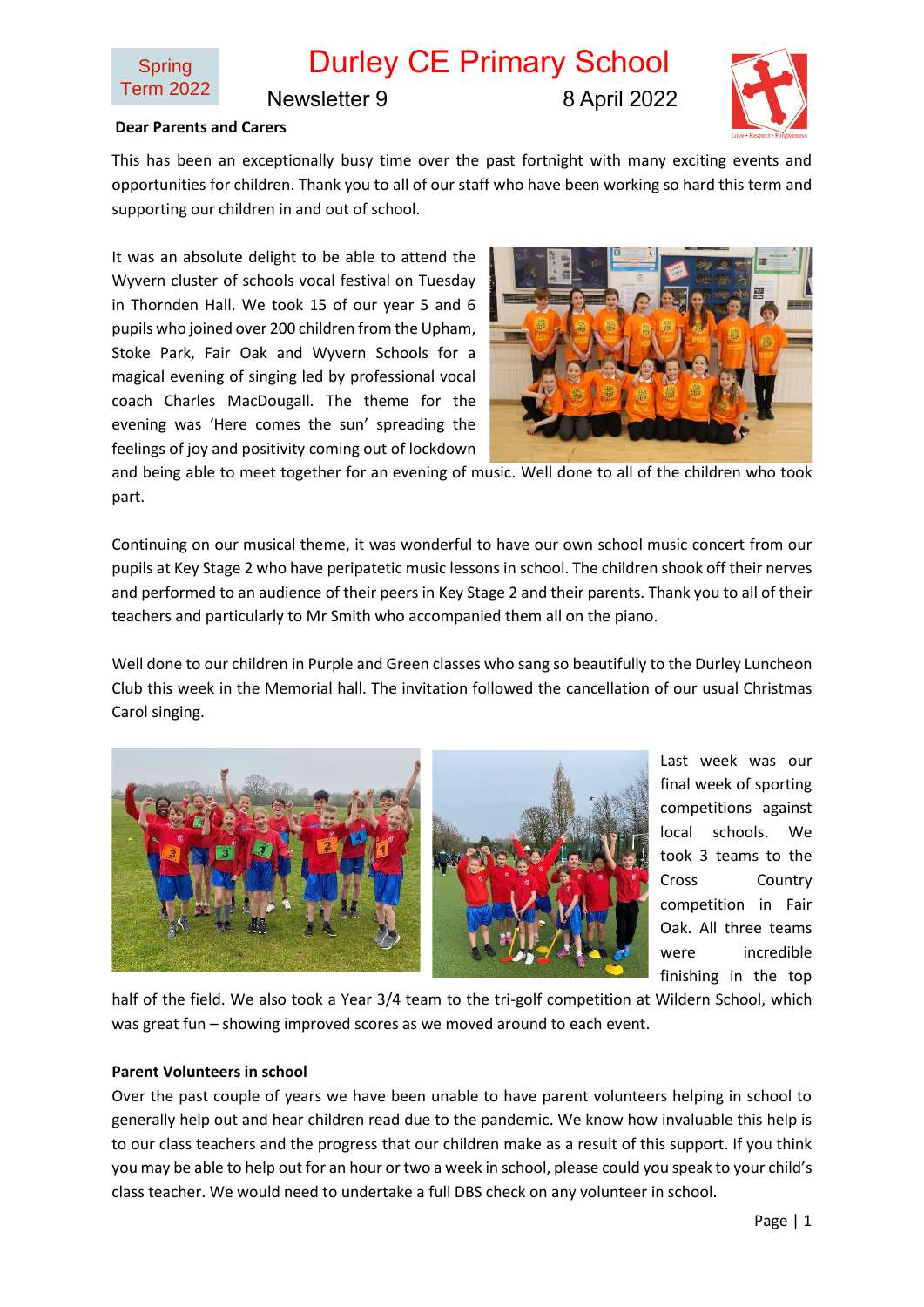Spring Term 2022

# Durley CE Primary School

Newsletter 9 8 April 2022

**Dear Parents and Carers**

This has been an exceptionally busy time over the past fortnight with many exciting events and opportunities for children. Thank you to all of our staff who have been working so hard this term and supporting our children in and out of school.

It was an absolute delight to be able to attend the Wyvern cluster of schools vocal festival on Tuesday in Thornden Hall. We took 15 of our year 5 and 6 pupils who joined over 200 children from the Upham, Stoke Park, Fair Oak and Wyvern Schools for a magical evening of singing led by professional vocal coach Charles MacDougall. The theme for the evening was 'Here comes the sun' spreading the feelings of joy and positivity coming out of lockdown and being able to meet together for an evening of music. Well done to all of the children who took part.

Continuing on our musical theme, it was wonderful to have our own school music concert from our pupils at Key Stage 2 who have peripatetic music lessons in school. The children shook off their nerves and performed to an audience of their peers in Key Stage 2 and their parents. Thank you to all of their teachers and particularly to Mr Smith who accompanied them all on the piano.

Well done to our children in Purple and Green classes who sang so beautifully to the Durley Luncheon Club this week in the Memorial hall. The invitation followed the cancellation of our usual Christmas Carol singing.

Last week was our final week of sporting competitions against local schools. We took 3 teams to the Cross Country competition in Fair Oak. All three teams were incredible finishing in the top half of the field. We also took a Year 3/4 team to the tri-golf competition at Wildern School, which was great fun – showing improved scores as we moved around to each event.

**Parent Volunteers in school**

Over the past couple of years we have been unable to have parent volunteers helping in school to generally help out and hear children read due to the pandemic. We know how invaluable this help is to our class teachers and the progress that our children make as a result of this support. If you think you may be able to help out for an hour or two a week in school, please could you speak to your child's class teacher. We would need to undertake a full DBS check on any volunteer in school.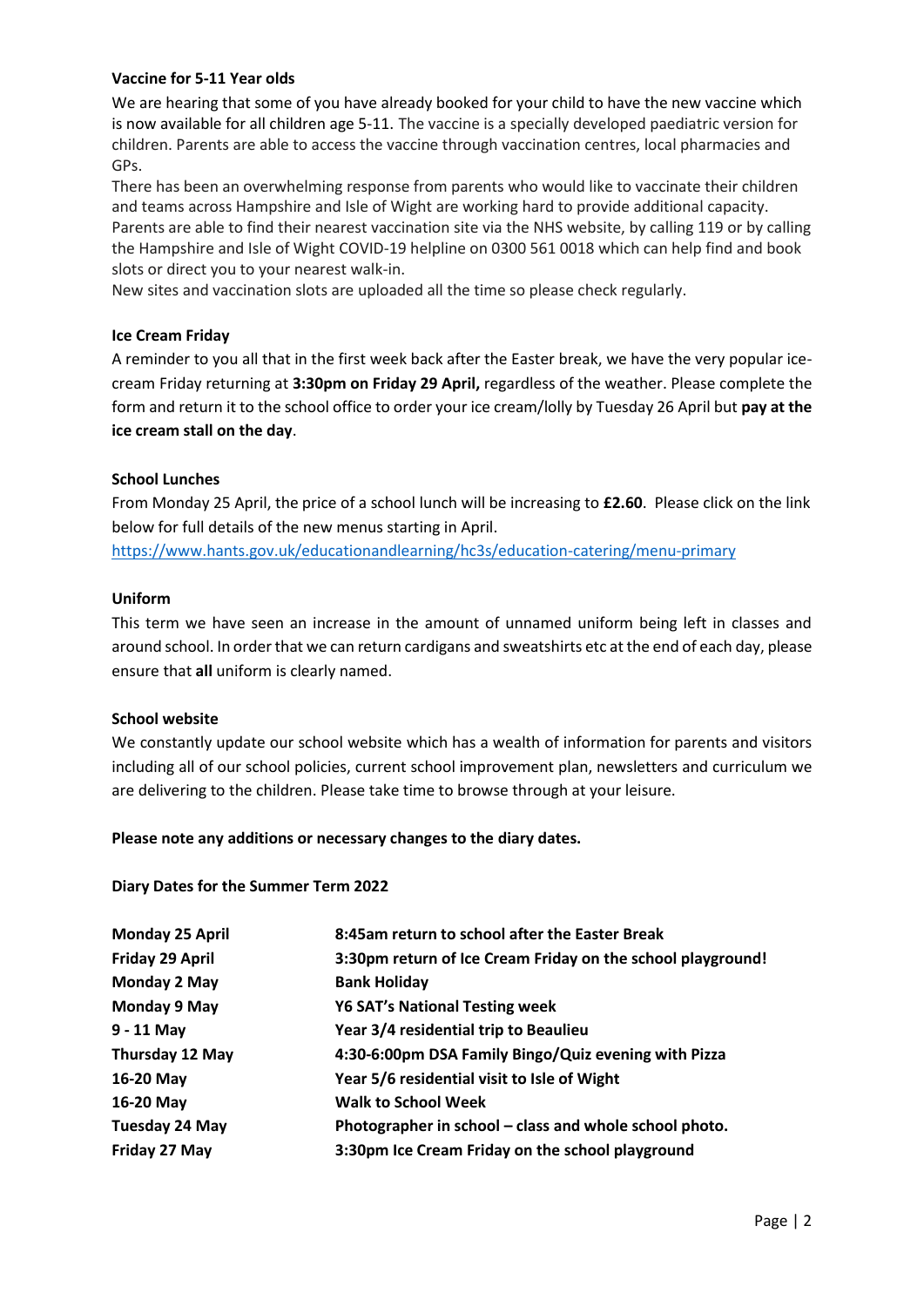**Vaccine for 5-11 Year olds**

We are hearing that some of you have already booked for your child to have the new vaccine which is now available for all children age 5-11. The vaccine is a specially developed paediatric version for children. Parents are able to access the vaccine through vaccination centres, local pharmacies and GPs.

There has been an overwhelming response from parents who would like to vaccinate their children and teams across Hampshire and Isle of Wight are working hard to provide additional capacity. Parents are able to find their nearest vaccination site via the NHS website, by calling 119 or by calling the Hampshire and Isle of Wight COVID-19 helpline on 0300 561 0018 which can help find and book slots or direct you to your nearest walk-in.

New sites and vaccination slots are uploaded all the time so please check regularly.

**Ice Cream Friday**

A reminder to you all that in the first week back after the Easter break, we have the very popular ice-cream Friday returning at **3:30pm on Friday 29 April,** regardless of the weather. Please complete the form and return it to the school office to order your ice cream/lolly by Tuesday 26 April but **pay at the ice cream stall on the day**.

**School Lunches**

From Monday 25 April, the price of a school lunch will be increasing to **£2.60**. Please click on the link below for full details of the new menus starting in April.

https://www.hants.gov.uk/educationandlearning/hc3s/education-catering/menu-primary

**Uniform**

This term we have seen an increase in the amount of unnamed uniform being left in classes and around school. In order that we can return cardigans and sweatshirts etc at the end of each day, please ensure that **all** uniform is clearly named.

**School website**

We constantly update our school website which has a wealth of information for parents and visitors including all of our school policies, current school improvement plan, newsletters and curriculum we are delivering to the children. Please take time to browse through at your leisure.

**Please note any additions or necessary changes to the diary dates.**

**Diary Dates for the Summer Term 2022**

| | |
|---|---|
| **Monday 25 April** | **8:45am return to school after the Easter Break** |
| **Friday 29 April** | **3:30pm return of Ice Cream Friday on the school playground!** |
| **Monday 2 May** | **Bank Holiday** |
| **Monday 9 May** | **Y6 SAT's National Testing week** |
| **9 - 11 May** | **Year 3/4 residential trip to Beaulieu** |
| **Thursday 12 May** | **4:30-6:00pm DSA Family Bingo/Quiz evening with Pizza** |
| **16-20 May** | **Year 5/6 residential visit to Isle of Wight** |
| **16-20 May** | **Walk to School Week** |
| **Tuesday 24 May** | **Photographer in school – class and whole school photo.** |
| **Friday 27 May** | **3:30pm Ice Cream Friday on the school playground** |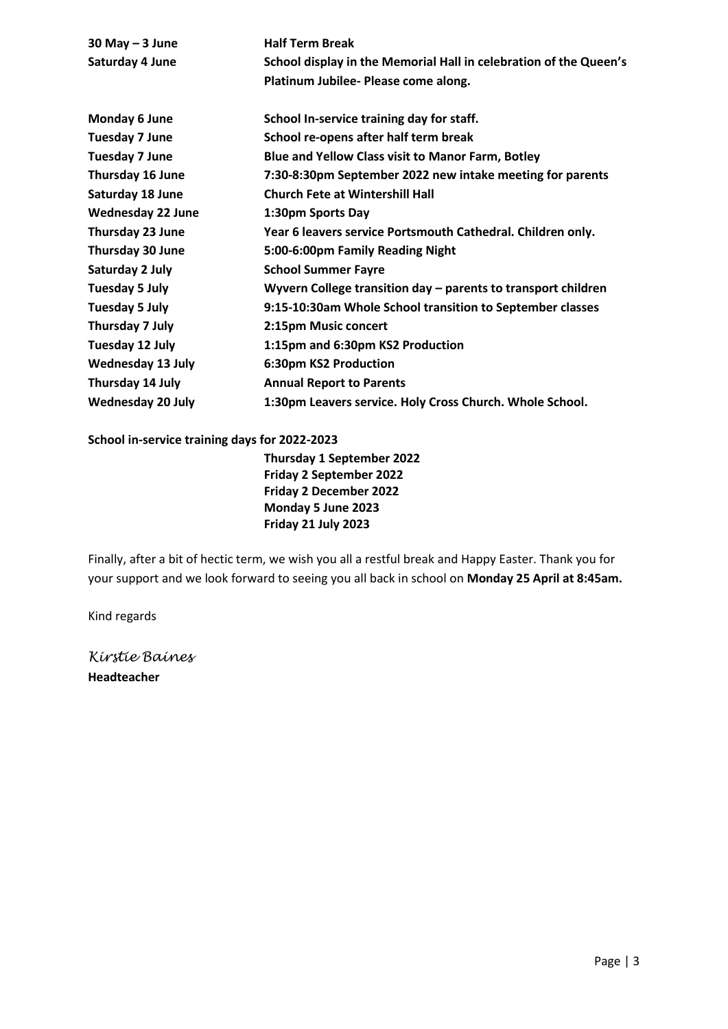| | |
|---|---|
| **30 May – 3 June** | **Half Term Break** |
| **Saturday 4 June** | **School display in the Memorial Hall in celebration of the Queen's Platinum Jubilee- Please come along.** |
| **Monday 6 June** | **School In-service training day for staff.** |
| **Tuesday 7 June** | **School re-opens after half term break** |
| **Tuesday 7 June** | **Blue and Yellow Class visit to Manor Farm, Botley** |
| **Thursday 16 June** | **7:30-8:30pm September 2022 new intake meeting for parents** |
| **Saturday 18 June** | **Church Fete at Wintershill Hall** |
| **Wednesday 22 June** | **1:30pm Sports Day** |
| **Thursday 23 June** | **Year 6 leavers service Portsmouth Cathedral. Children only.** |
| **Thursday 30 June** | **5:00-6:00pm Family Reading Night** |
| **Saturday 2 July** | **School Summer Fayre** |
| **Tuesday 5 July** | **Wyvern College transition day – parents to transport children** |
| **Tuesday 5 July** | **9:15-10:30am Whole School transition to September classes** |
| **Thursday 7 July** | **2:15pm Music concert** |
| **Tuesday 12 July** | **1:15pm and 6:30pm KS2 Production** |
| **Wednesday 13 July** | **6:30pm KS2 Production** |
| **Thursday 14 July** | **Annual Report to Parents** |
| **Wednesday 20 July** | **1:30pm Leavers service. Holy Cross Church. Whole School.** |

**School in-service training days for 2022-2023**

**Thursday 1 September 2022**
**Friday 2 September 2022**
**Friday 2 December 2022**
**Monday 5 June 2023**
**Friday 21 July 2023**

Finally, after a bit of hectic term, we wish you all a restful break and Happy Easter. Thank you for your support and we look forward to seeing you all back in school on **Monday 25 April at 8:45am.**

Kind regards

*Kirstie Baines*
**Headteacher**